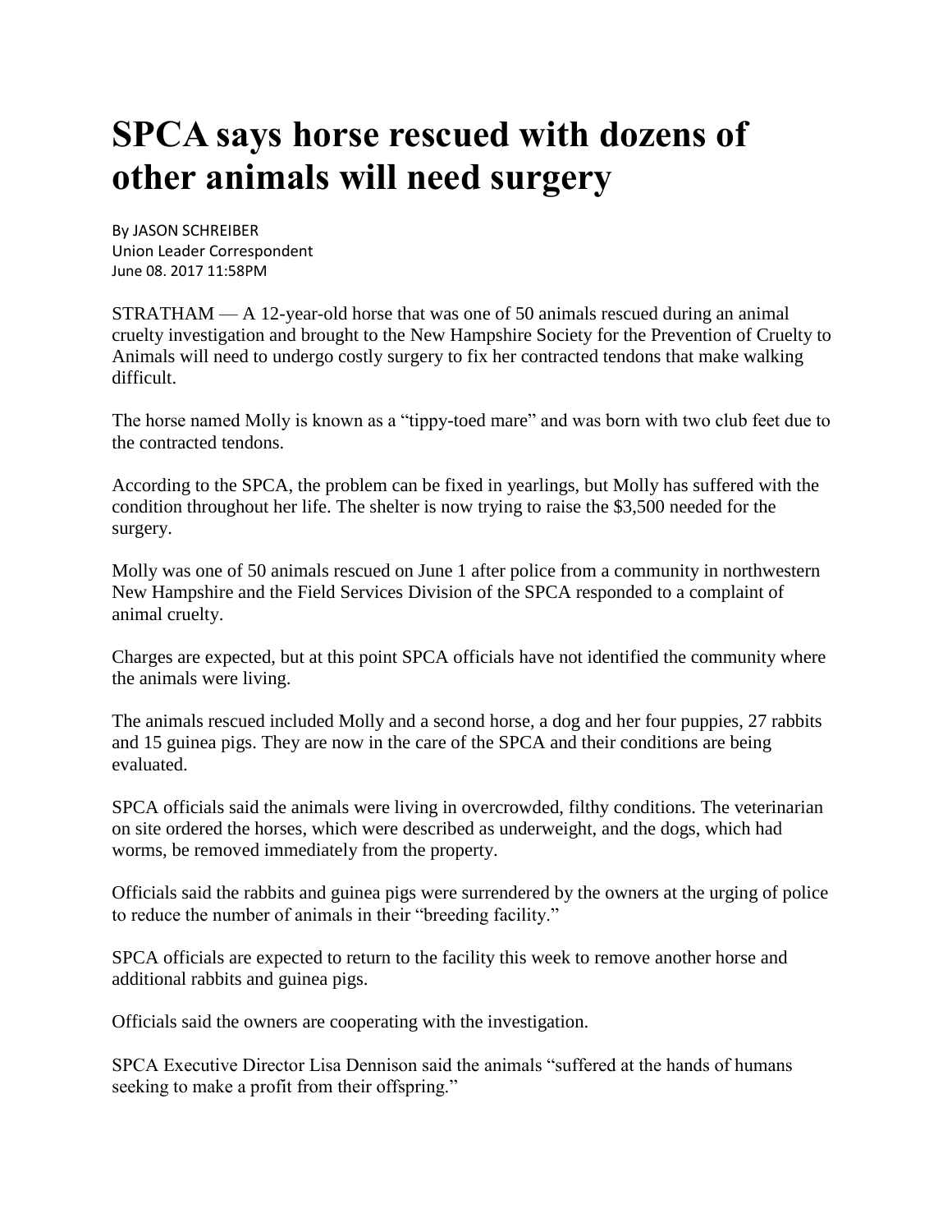# SPCA says horse rescued with dozens of other animals will need surgery

By JASON SCHREIBER
Union Leader Correspondent
June 08. 2017 11:58PM

STRATHAM — A 12-year-old horse that was one of 50 animals rescued during an animal cruelty investigation and brought to the New Hampshire Society for the Prevention of Cruelty to Animals will need to undergo costly surgery to fix her contracted tendons that make walking difficult.

The horse named Molly is known as a "tippy-toed mare" and was born with two club feet due to the contracted tendons.

According to the SPCA, the problem can be fixed in yearlings, but Molly has suffered with the condition throughout her life. The shelter is now trying to raise the $3,500 needed for the surgery.

Molly was one of 50 animals rescued on June 1 after police from a community in northwestern New Hampshire and the Field Services Division of the SPCA responded to a complaint of animal cruelty.

Charges are expected, but at this point SPCA officials have not identified the community where the animals were living.

The animals rescued included Molly and a second horse, a dog and her four puppies, 27 rabbits and 15 guinea pigs. They are now in the care of the SPCA and their conditions are being evaluated.

SPCA officials said the animals were living in overcrowded, filthy conditions. The veterinarian on site ordered the horses, which were described as underweight, and the dogs, which had worms, be removed immediately from the property.

Officials said the rabbits and guinea pigs were surrendered by the owners at the urging of police to reduce the number of animals in their "breeding facility."

SPCA officials are expected to return to the facility this week to remove another horse and additional rabbits and guinea pigs.

Officials said the owners are cooperating with the investigation.

SPCA Executive Director Lisa Dennison said the animals "suffered at the hands of humans seeking to make a profit from their offspring."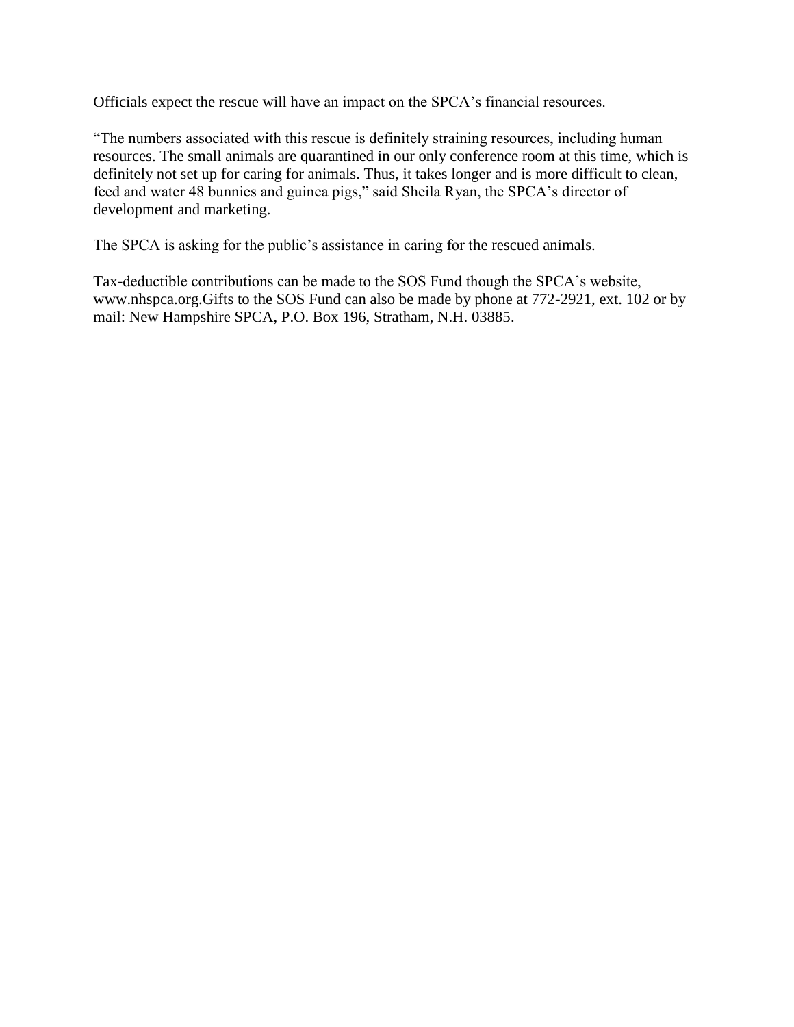Officials expect the rescue will have an impact on the SPCA's financial resources.

"The numbers associated with this rescue is definitely straining resources, including human resources. The small animals are quarantined in our only conference room at this time, which is definitely not set up for caring for animals. Thus, it takes longer and is more difficult to clean, feed and water 48 bunnies and guinea pigs," said Sheila Ryan, the SPCA's director of development and marketing.

The SPCA is asking for the public's assistance in caring for the rescued animals.

Tax-deductible contributions can be made to the SOS Fund though the SPCA's website, www.nhspca.org.Gifts to the SOS Fund can also be made by phone at 772-2921, ext. 102 or by mail: New Hampshire SPCA, P.O. Box 196, Stratham, N.H. 03885.